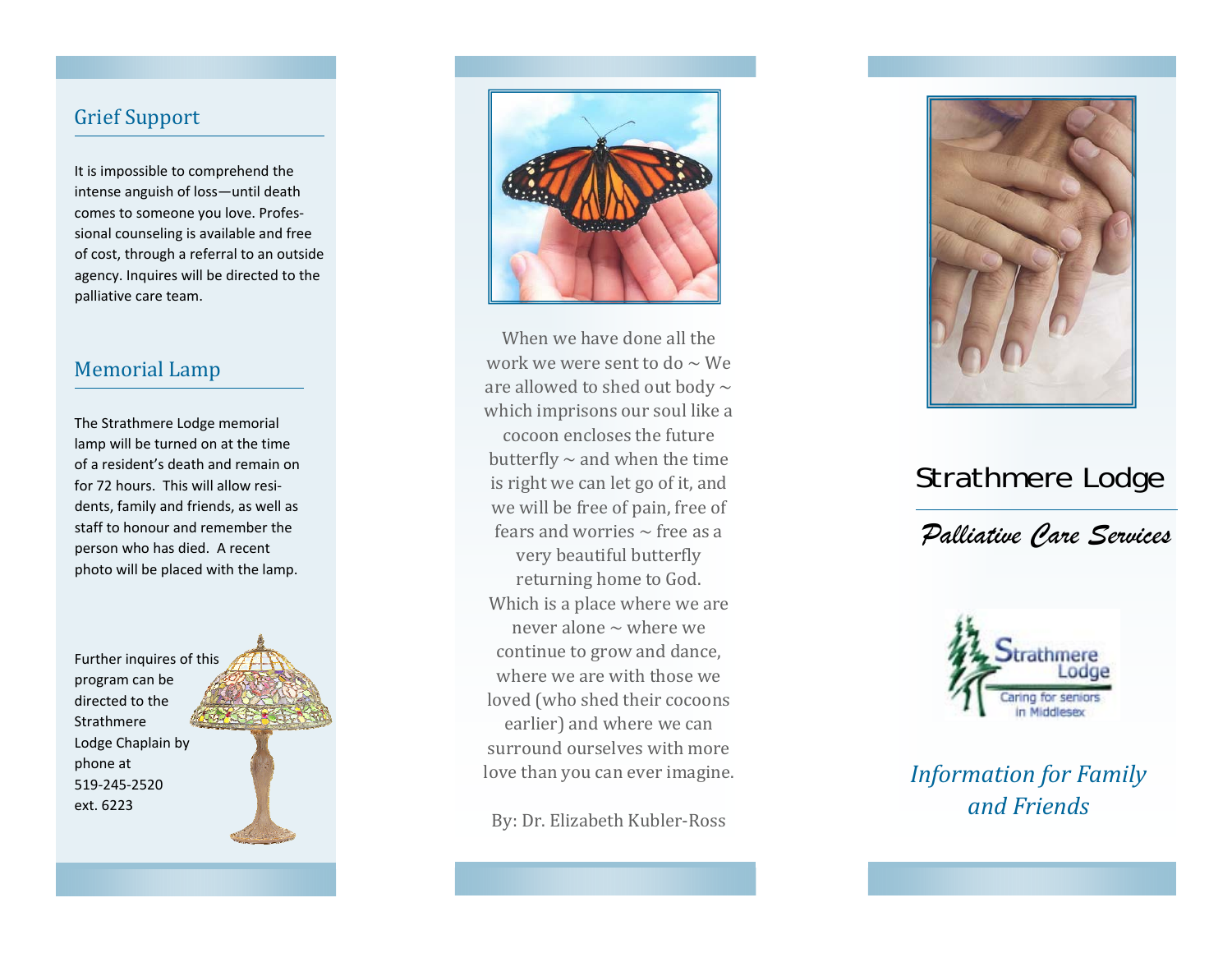## Grief Support

It is impossible to comprehend the intense anguish of loss—until death comes to someone you love. Professional counseling is available and free of cost, through a referral to an outside agency. Inquires will be directed to the palliative care team.

## Memorial Lamp

The Strathmere Lodge memorial lamp will be turned on at the time of a resident's death and remain on for 72 hours. This will allow residents, family and friends, as well as staff to honour and remember the person who has died. A recent photo will be placed with the lamp.

Further inquires of this program can be directed to the Strathmere Lodge Chaplain by phone at 519-245-2520 ext. 6223

When we have done all the work we were sent to do ~ We are allowed to shed out body ~ which imprisons our soul like a cocoon encloses the future butterfly ~ and when the time is right we can let go of it, and we will be free of pain, free of fears and worries ~ free as a very beautiful butterfly returning home to God. Which is a place where we are never alone ~ where we continue to grow and dance, where we are with those we loved (who shed their cocoons earlier) and where we can surround ourselves with more love than you can ever imagine.

By: Dr. Elizabeth Kubler-Ross

# Strathmere Lodge

## *Palliative Care Services*

Strathmere Lodge
Caring for seniors in Middlesex

*Information for Family and Friends*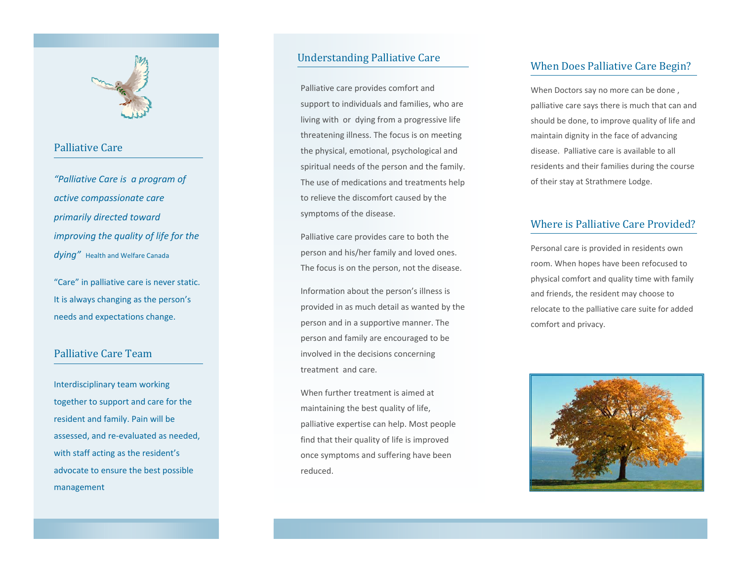## Palliative Care

*"Palliative Care is a program of active compassionate care primarily directed toward improving the quality of life for the dying"* Health and Welfare Canada

"Care" in palliative care is never static. It is always changing as the person's needs and expectations change.

## Palliative Care Team

Interdisciplinary team working together to support and care for the resident and family. Pain will be assessed, and re-evaluated as needed, with staff acting as the resident's advocate to ensure the best possible management

## Understanding Palliative Care

Palliative care provides comfort and support to individuals and families, who are living with or dying from a progressive life threatening illness. The focus is on meeting the physical, emotional, psychological and spiritual needs of the person and the family. The use of medications and treatments help to relieve the discomfort caused by the symptoms of the disease.

Palliative care provides care to both the person and his/her family and loved ones. The focus is on the person, not the disease.

Information about the person's illness is provided in as much detail as wanted by the person and in a supportive manner. The person and family are encouraged to be involved in the decisions concerning treatment and care.

When further treatment is aimed at maintaining the best quality of life, palliative expertise can help. Most people find that their quality of life is improved once symptoms and suffering have been reduced.

## When Does Palliative Care Begin?

When Doctors say no more can be done , palliative care says there is much that can and should be done, to improve quality of life and maintain dignity in the face of advancing disease. Palliative care is available to all residents and their families during the course of their stay at Strathmere Lodge.

## Where is Palliative Care Provided?

Personal care is provided in residents own room. When hopes have been refocused to physical comfort and quality time with family and friends, the resident may choose to relocate to the palliative care suite for added comfort and privacy.